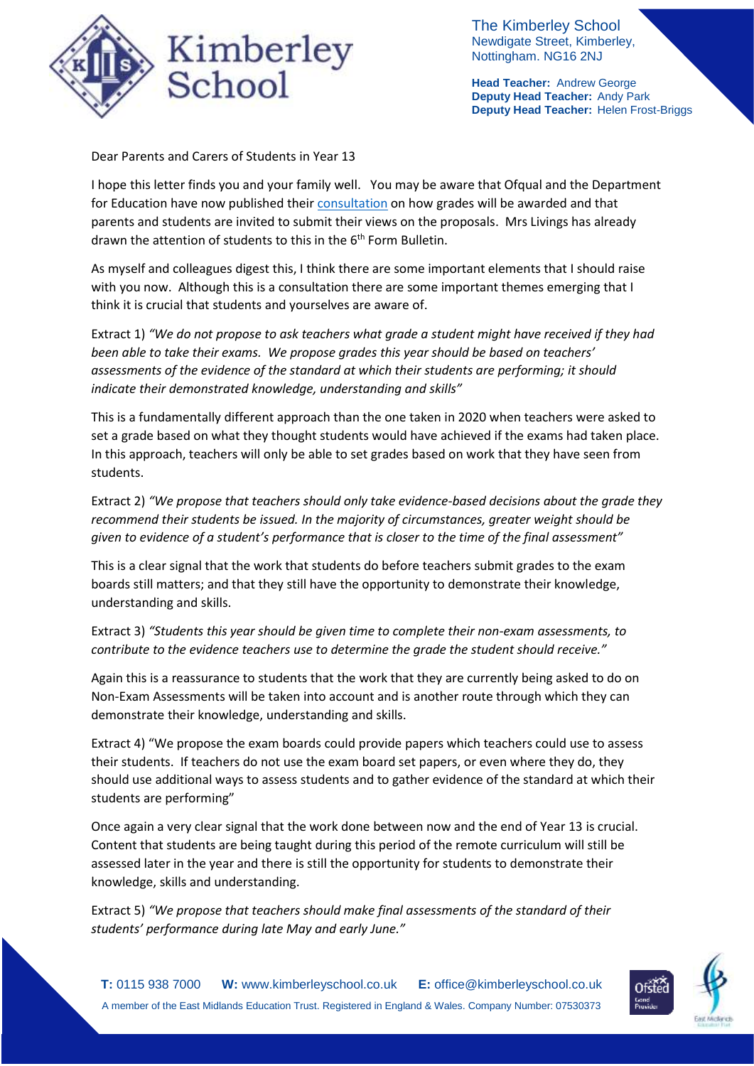The Kimberley School
Newdigate Street, Kimberley,
Nottingham. NG16 2NJ

**Head Teacher:** Andrew George
**Deputy Head Teacher:** Andy Park
**Deputy Head Teacher:** Helen Frost-Briggs

Dear Parents and Carers of Students in Year 13

I hope this letter finds you and your family well. You may be aware that Ofqual and the Department for Education have now published their consultation on how grades will be awarded and that parents and students are invited to submit their views on the proposals. Mrs Livings has already drawn the attention of students to this in the 6th Form Bulletin.

As myself and colleagues digest this, I think there are some important elements that I should raise with you now. Although this is a consultation there are some important themes emerging that I think it is crucial that students and yourselves are aware of.

Extract 1) *"We do not propose to ask teachers what grade a student might have received if they had been able to take their exams. We propose grades this year should be based on teachers' assessments of the evidence of the standard at which their students are performing; it should indicate their demonstrated knowledge, understanding and skills"*

This is a fundamentally different approach than the one taken in 2020 when teachers were asked to set a grade based on what they thought students would have achieved if the exams had taken place. In this approach, teachers will only be able to set grades based on work that they have seen from students.

Extract 2) *"We propose that teachers should only take evidence-based decisions about the grade they recommend their students be issued. In the majority of circumstances, greater weight should be given to evidence of a student's performance that is closer to the time of the final assessment"*

This is a clear signal that the work that students do before teachers submit grades to the exam boards still matters; and that they still have the opportunity to demonstrate their knowledge, understanding and skills.

Extract 3) *"Students this year should be given time to complete their non-exam assessments, to contribute to the evidence teachers use to determine the grade the student should receive."*

Again this is a reassurance to students that the work that they are currently being asked to do on Non-Exam Assessments will be taken into account and is another route through which they can demonstrate their knowledge, understanding and skills.

Extract 4) "We propose the exam boards could provide papers which teachers could use to assess their students. If teachers do not use the exam board set papers, or even where they do, they should use additional ways to assess students and to gather evidence of the standard at which their students are performing"

Once again a very clear signal that the work done between now and the end of Year 13 is crucial. Content that students are being taught during this period of the remote curriculum will still be assessed later in the year and there is still the opportunity for students to demonstrate their knowledge, skills and understanding.

Extract 5) *"We propose that teachers should make final assessments of the standard of their students' performance during late May and early June."*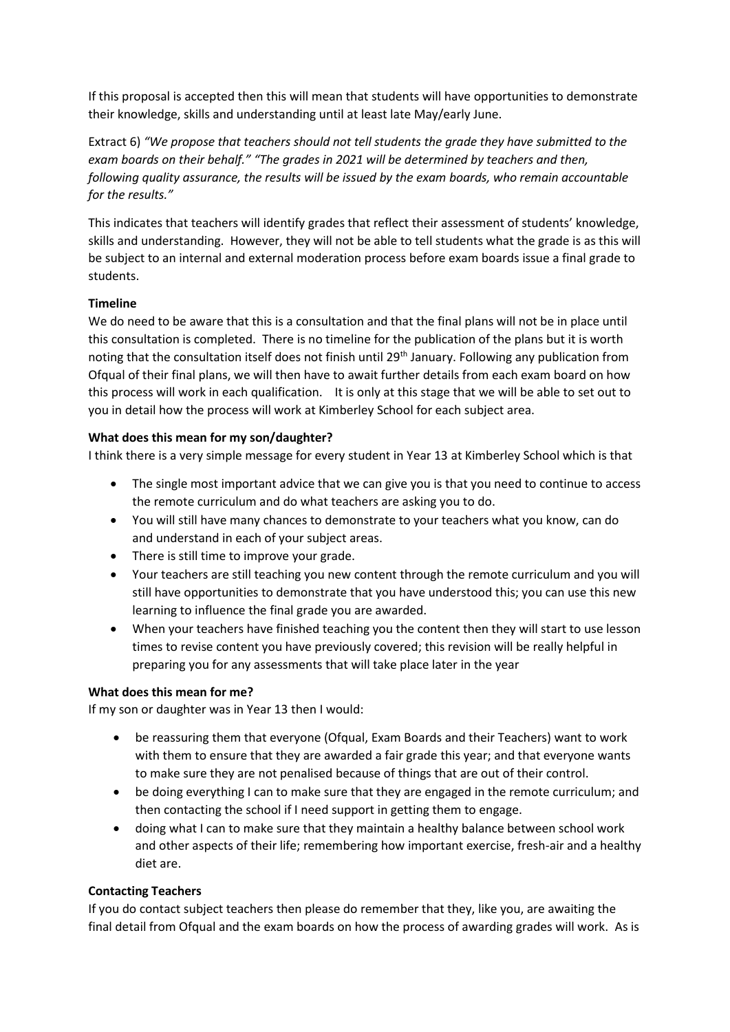If this proposal is accepted then this will mean that students will have opportunities to demonstrate their knowledge, skills and understanding until at least late May/early June.

Extract 6) *"We propose that teachers should not tell students the grade they have submitted to the exam boards on their behalf." "The grades in 2021 will be determined by teachers and then, following quality assurance, the results will be issued by the exam boards, who remain accountable for the results."*

This indicates that teachers will identify grades that reflect their assessment of students' knowledge, skills and understanding. However, they will not be able to tell students what the grade is as this will be subject to an internal and external moderation process before exam boards issue a final grade to students.

**Timeline**

We do need to be aware that this is a consultation and that the final plans will not be in place until this consultation is completed. There is no timeline for the publication of the plans but it is worth noting that the consultation itself does not finish until 29th January. Following any publication from Ofqual of their final plans, we will then have to await further details from each exam board on how this process will work in each qualification. It is only at this stage that we will be able to set out to you in detail how the process will work at Kimberley School for each subject area.

**What does this mean for my son/daughter?**

I think there is a very simple message for every student in Year 13 at Kimberley School which is that

- The single most important advice that we can give you is that you need to continue to access the remote curriculum and do what teachers are asking you to do.
- You will still have many chances to demonstrate to your teachers what you know, can do and understand in each of your subject areas.
- There is still time to improve your grade.
- Your teachers are still teaching you new content through the remote curriculum and you will still have opportunities to demonstrate that you have understood this; you can use this new learning to influence the final grade you are awarded.
- When your teachers have finished teaching you the content then they will start to use lesson times to revise content you have previously covered; this revision will be really helpful in preparing you for any assessments that will take place later in the year

**What does this mean for me?**

If my son or daughter was in Year 13 then I would:

- be reassuring them that everyone (Ofqual, Exam Boards and their Teachers) want to work with them to ensure that they are awarded a fair grade this year; and that everyone wants to make sure they are not penalised because of things that are out of their control.
- be doing everything I can to make sure that they are engaged in the remote curriculum; and then contacting the school if I need support in getting them to engage.
- doing what I can to make sure that they maintain a healthy balance between school work and other aspects of their life; remembering how important exercise, fresh-air and a healthy diet are.

**Contacting Teachers**

If you do contact subject teachers then please do remember that they, like you, are awaiting the final detail from Ofqual and the exam boards on how the process of awarding grades will work. As is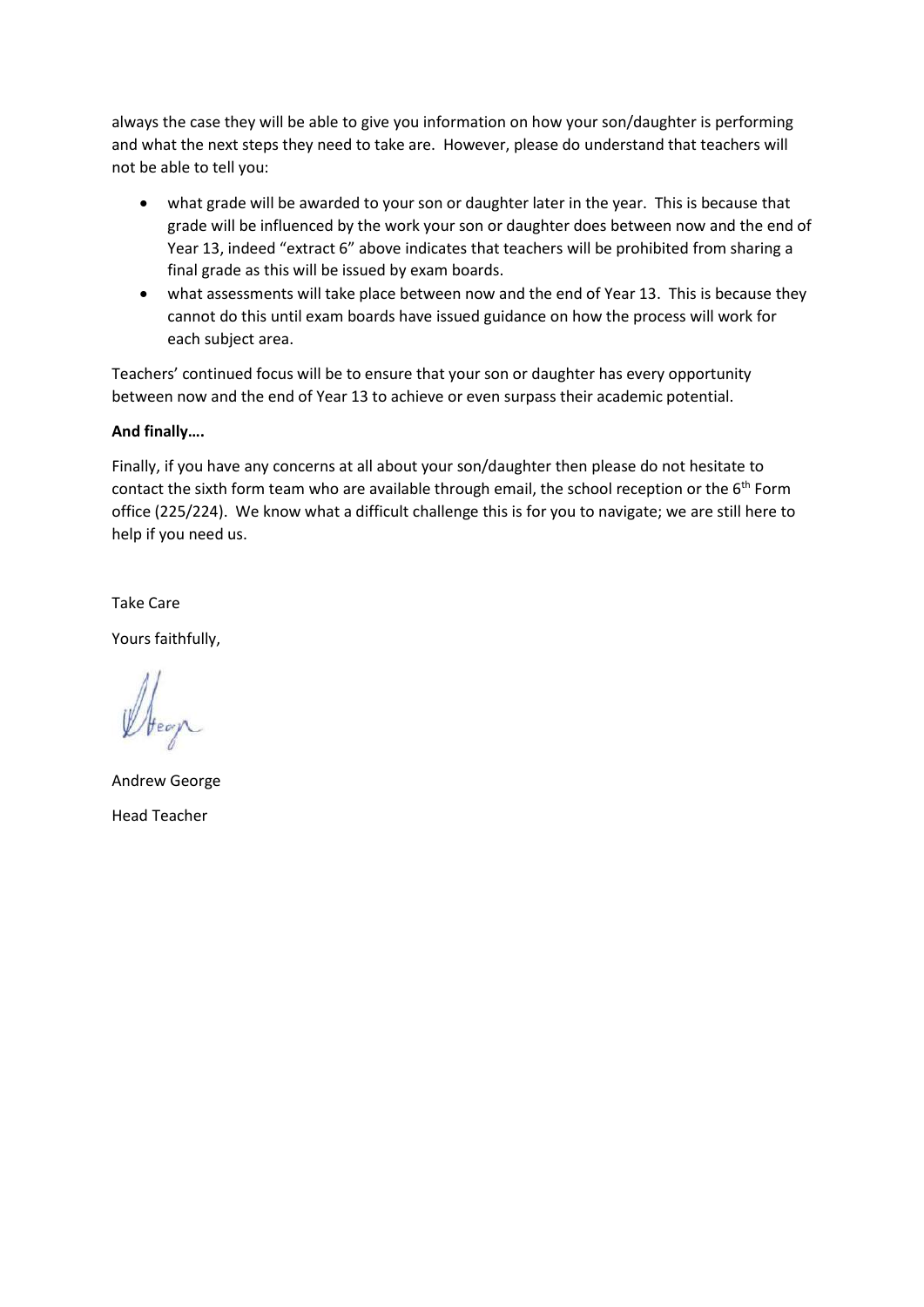always the case they will be able to give you information on how your son/daughter is performing and what the next steps they need to take are. However, please do understand that teachers will not be able to tell you:

- what grade will be awarded to your son or daughter later in the year. This is because that grade will be influenced by the work your son or daughter does between now and the end of Year 13, indeed "extract 6" above indicates that teachers will be prohibited from sharing a final grade as this will be issued by exam boards.
- what assessments will take place between now and the end of Year 13. This is because they cannot do this until exam boards have issued guidance on how the process will work for each subject area.

Teachers' continued focus will be to ensure that your son or daughter has every opportunity between now and the end of Year 13 to achieve or even surpass their academic potential.

**And finally….**

Finally, if you have any concerns at all about your son/daughter then please do not hesitate to contact the sixth form team who are available through email, the school reception or the 6th Form office (225/224). We know what a difficult challenge this is for you to navigate; we are still here to help if you need us.

Take Care

Yours faithfully,

Andrew George

Head Teacher